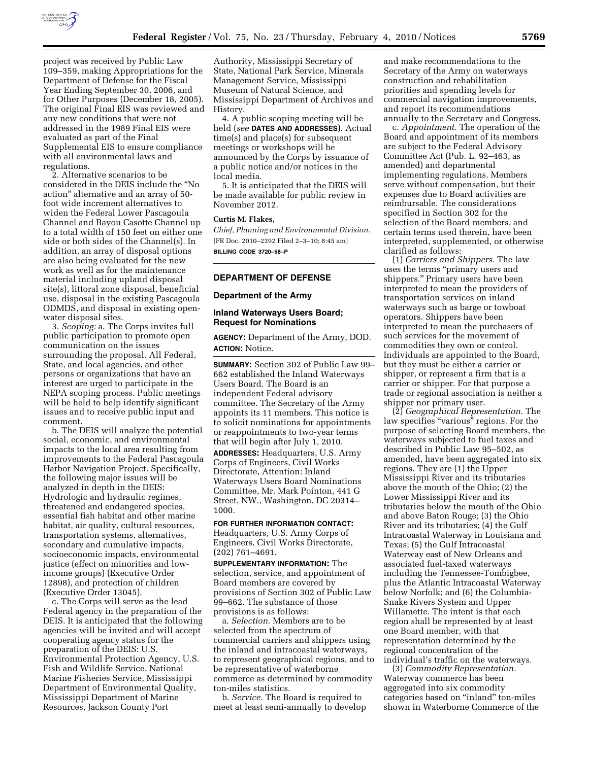project was received by Public Law 109–359, making Appropriations for the Department of Defense for the Fiscal Year Ending September 30, 2006, and for Other Purposes (December 18, 2005). The original Final EIS was reviewed and any new conditions that were not addressed in the 1989 Final EIS were evaluated as part of the Final Supplemental EIS to ensure compliance with all environmental laws and regulations.

2. Alternative scenarios to be considered in the DEIS include the "No action" alternative and an array of 50-foot wide increment alternatives to widen the Federal Lower Pascagoula Channel and Bayou Casotte Channel up to a total width of 150 feet on either one side or both sides of the Channel(s). In addition, an array of disposal options are also being evaluated for the new work as well as for the maintenance material including upland disposal site(s), littoral zone disposal, beneficial use, disposal in the existing Pascagoula ODMDS, and disposal in existing open-water disposal sites.

3. *Scoping:* a. The Corps invites full public participation to promote open communication on the issues surrounding the proposal. All Federal, State, and local agencies, and other persons or organizations that have an interest are urged to participate in the NEPA scoping process. Public meetings will be held to help identify significant issues and to receive public input and comment.

b. The DEIS will analyze the potential social, economic, and environmental impacts to the local area resulting from improvements to the Federal Pascagoula Harbor Navigation Project. Specifically, the following major issues will be analyzed in depth in the DEIS: Hydrologic and hydraulic regimes, threatened and endangered species, essential fish habitat and other marine habitat, air quality, cultural resources, transportation systems, alternatives, secondary and cumulative impacts, socioeconomic impacts, environmental justice (effect on minorities and low-income groups) (Executive Order 12898), and protection of children (Executive Order 13045).

c. The Corps will serve as the lead Federal agency in the preparation of the DEIS. It is anticipated that the following agencies will be invited and will accept cooperating agency status for the preparation of the DEIS: U.S. Environmental Protection Agency, U.S. Fish and Wildlife Service, National Marine Fisheries Service, Mississippi Department of Environmental Quality, Mississippi Department of Marine Resources, Jackson County Port Authority, Mississippi Secretary of State, National Park Service, Minerals Management Service, Mississippi Museum of Natural Science, and Mississippi Department of Archives and History.

4. A public scoping meeting will be held (*see* **DATES AND ADDRESSES**). Actual time(s) and place(s) for subsequent meetings or workshops will be announced by the Corps by issuance of a public notice and/or notices in the local media.

5. It is anticipated that the DEIS will be made available for public review in November 2012.

**Curtis M. Flakes,**

*Chief, Planning and Environmental Division.*

[FR Doc. 2010–2392 Filed 2–3–10; 8:45 am]

**BILLING CODE 3720–58–P**

## DEPARTMENT OF DEFENSE

### Department of the Army

### Inland Waterways Users Board; Request for Nominations

**AGENCY:** Department of the Army, DOD.

**ACTION:** Notice.

**SUMMARY:** Section 302 of Public Law 99–662 established the Inland Waterways Users Board. The Board is an independent Federal advisory committee. The Secretary of the Army appoints its 11 members. This notice is to solicit nominations for appointments or reappointments to two-year terms that will begin after July 1, 2010.

**ADDRESSES:** Headquarters, U.S. Army Corps of Engineers, Civil Works Directorate, Attention: Inland Waterways Users Board Nominations Committee, Mr. Mark Pointon, 441 G Street, NW., Washington, DC 20314–1000.

**FOR FURTHER INFORMATION CONTACT:** Headquarters, U.S. Army Corps of Engineers, Civil Works Directorate, (202) 761–4691.

**SUPPLEMENTARY INFORMATION:** The selection, service, and appointment of Board members are covered by provisions of Section 302 of Public Law 99–662. The substance of those provisions is as follows:

a. *Selection.* Members are to be selected from the spectrum of commercial carriers and shippers using the inland and intracoastal waterways, to represent geographical regions, and to be representative of waterborne commerce as determined by commodity ton-miles statistics.

b. *Service.* The Board is required to meet at least semi-annually to develop and make recommendations to the Secretary of the Army on waterways construction and rehabilitation priorities and spending levels for commercial navigation improvements, and report its recommendations annually to the Secretary and Congress.

c. *Appointment.* The operation of the Board and appointment of its members are subject to the Federal Advisory Committee Act (Pub. L. 92–463, as amended) and departmental implementing regulations. Members serve without compensation, but their expenses due to Board activities are reimbursable. The considerations specified in Section 302 for the selection of the Board members, and certain terms used therein, have been interpreted, supplemented, or otherwise clarified as follows:

(1) *Carriers and Shippers.* The law uses the terms "primary users and shippers." Primary users have been interpreted to mean the providers of transportation services on inland waterways such as barge or towboat operators. Shippers have been interpreted to mean the purchasers of such services for the movement of commodities they own or control. Individuals are appointed to the Board, but they must be either a carrier or shipper, or represent a firm that is a carrier or shipper. For that purpose a trade or regional association is neither a shipper nor primary user.

(2) *Geographical Representation.* The law specifies "various" regions. For the purpose of selecting Board members, the waterways subjected to fuel taxes and described in Public Law 95–502, as amended, have been aggregated into six regions. They are (1) the Upper Mississippi River and its tributaries above the mouth of the Ohio; (2) the Lower Mississippi River and its tributaries below the mouth of the Ohio and above Baton Rouge; (3) the Ohio River and its tributaries; (4) the Gulf Intracoastal Waterway in Louisiana and Texas; (5) the Gulf Intracoastal Waterway east of New Orleans and associated fuel-taxed waterways including the Tennessee-Tombigbee, plus the Atlantic Intracoastal Waterway below Norfolk; and (6) the Columbia-Snake Rivers System and Upper Willamette. The intent is that each region shall be represented by at least one Board member, with that representation determined by the regional concentration of the individual's traffic on the waterways.

(3) *Commodity Representation.* Waterway commerce has been aggregated into six commodity categories based on "inland" ton-miles shown in Waterborne Commerce of the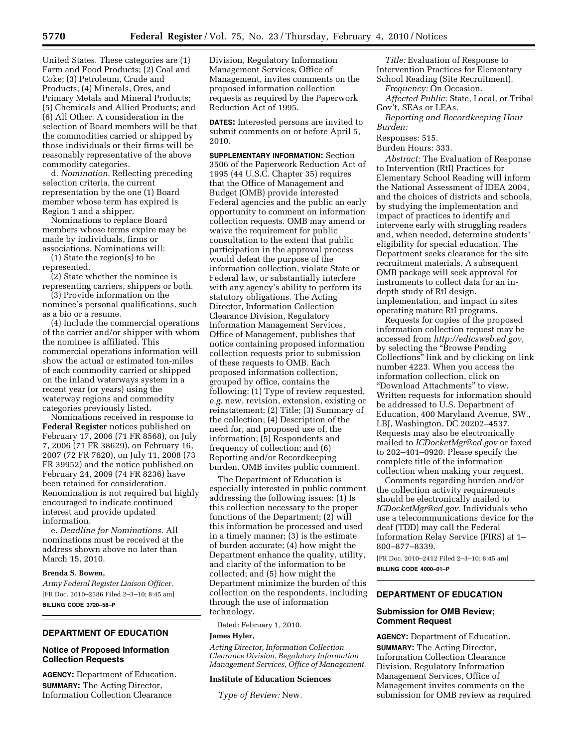United States. These categories are (1) Farm and Food Products; (2) Coal and Coke; (3) Petroleum, Crude and Products; (4) Minerals, Ores, and Primary Metals and Mineral Products; (5) Chemicals and Allied Products; and (6) All Other. A consideration in the selection of Board members will be that the commodities carried or shipped by those individuals or their firms will be reasonably representative of the above commodity categories.

d. *Nomination.* Reflecting preceding selection criteria, the current representation by the one (1) Board member whose term has expired is Region 1 and a shipper.

Nominations to replace Board members whose terms expire may be made by individuals, firms or associations. Nominations will:

(1) State the region(s) to be represented.

(2) State whether the nominee is representing carriers, shippers or both.

(3) Provide information on the nominee's personal qualifications, such as a bio or a resume.

(4) Include the commercial operations of the carrier and/or shipper with whom the nominee is affiliated. This commercial operations information will show the actual or estimated ton-miles of each commodity carried or shipped on the inland waterways system in a recent year (or years) using the waterway regions and commodity categories previously listed.

Nominations received in response to **Federal Register** notices published on February 17, 2006 (71 FR 8568), on July 7, 2006 (71 FR 38629), on February 16, 2007 (72 FR 7620), on July 11, 2008 (73 FR 39952) and the notice published on February 24, 2009 (74 FR 8236) have been retained for consideration. Renomination is not required but highly encouraged to indicate continued interest and provide updated information.

e. *Deadline for Nominations.* All nominations must be received at the address shown above no later than March 15, 2010.

**Brenda S. Bowen,**

*Army Federal Register Liaison Officer.*

[FR Doc. 2010–2386 Filed 2–3–10; 8:45 am]

**BILLING CODE 3720–58–P**

## DEPARTMENT OF EDUCATION

### Notice of Proposed Information Collection Requests

**AGENCY:** Department of Education.

**SUMMARY:** The Acting Director, Information Collection Clearance Division, Regulatory Information Management Services, Office of Management, invites comments on the proposed information collection requests as required by the Paperwork Reduction Act of 1995.

**DATES:** Interested persons are invited to submit comments on or before April 5, 2010.

**SUPPLEMENTARY INFORMATION:** Section 3506 of the Paperwork Reduction Act of 1995 (44 U.S.C. Chapter 35) requires that the Office of Management and Budget (OMB) provide interested Federal agencies and the public an early opportunity to comment on information collection requests. OMB may amend or waive the requirement for public consultation to the extent that public participation in the approval process would defeat the purpose of the information collection, violate State or Federal law, or substantially interfere with any agency's ability to perform its statutory obligations. The Acting Director, Information Collection Clearance Division, Regulatory Information Management Services, Office of Management, publishes that notice containing proposed information collection requests prior to submission of these requests to OMB. Each proposed information collection, grouped by office, contains the following: (1) Type of review requested, *e.g.* new, revision, extension, existing or reinstatement; (2) Title; (3) Summary of the collection; (4) Description of the need for, and proposed use of, the information; (5) Respondents and frequency of collection; and (6) Reporting and/or Recordkeeping burden. OMB invites public comment.

The Department of Education is especially interested in public comment addressing the following issues: (1) Is this collection necessary to the proper functions of the Department; (2) will this information be processed and used in a timely manner; (3) is the estimate of burden accurate; (4) how might the Department enhance the quality, utility, and clarity of the information to be collected; and (5) how might the Department minimize the burden of this collection on the respondents, including through the use of information technology.

Dated: February 1, 2010.

**James Hyler,**

*Acting Director, Information Collection Clearance Division, Regulatory Information Management Services, Office of Management.*

**Institute of Education Sciences**

*Type of Review:* New.

*Title:* Evaluation of Response to Intervention Practices for Elementary School Reading (Site Recruitment).

*Frequency:* On Occasion.

*Affected Public:* State, Local, or Tribal Gov't, SEAs or LEAs.

*Reporting and Recordkeeping Hour Burden:*

Responses: 515.

Burden Hours: 333.

*Abstract:* The Evaluation of Response to Intervention (RtI) Practices for Elementary School Reading will inform the National Assessment of IDEA 2004, and the choices of districts and schools, by studying the implementation and impact of practices to identify and intervene early with struggling readers and, when needed, determine students' eligibility for special education. The Department seeks clearance for the site recruitment materials. A subsequent OMB package will seek approval for instruments to collect data for an in-depth study of RtI design, implementation, and impact in sites operating mature RtI programs.

Requests for copies of the proposed information collection request may be accessed from *http://edicsweb.ed.gov,* by selecting the "Browse Pending Collections" link and by clicking on link number 4223. When you access the information collection, click on "Download Attachments" to view. Written requests for information should be addressed to U.S. Department of Education, 400 Maryland Avenue, SW., LBJ, Washington, DC 20202–4537. Requests may also be electronically mailed to *ICDocketMgr@ed.gov* or faxed to 202–401–0920. Please specify the complete title of the information collection when making your request.

Comments regarding burden and/or the collection activity requirements should be electronically mailed to *ICDocketMgr@ed.gov.* Individuals who use a telecommunications device for the deaf (TDD) may call the Federal Information Relay Service (FIRS) at 1–800–877–8339.

[FR Doc. 2010–2412 Filed 2–3–10; 8:45 am]

**BILLING CODE 4000–01–P**

## DEPARTMENT OF EDUCATION

### Submission for OMB Review; Comment Request

**AGENCY:** Department of Education.

**SUMMARY:** The Acting Director, Information Collection Clearance Division, Regulatory Information Management Services, Office of Management invites comments on the submission for OMB review as required